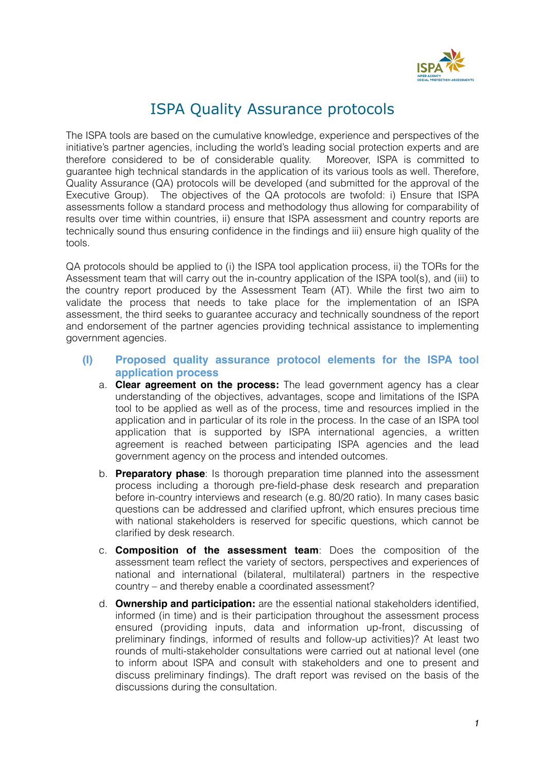# ISPA Quality Assurance protocols

The ISPA tools are based on the cumulative knowledge, experience and perspectives of the initiative's partner agencies, including the world's leading social protection experts and are therefore considered to be of considerable quality. Moreover, ISPA is committed to guarantee high technical standards in the application of its various tools as well. Therefore, Quality Assurance (QA) protocols will be developed (and submitted for the approval of the Executive Group). The objectives of the QA protocols are twofold: i) Ensure that ISPA assessments follow a standard process and methodology thus allowing for comparability of results over time within countries, ii) ensure that ISPA assessment and country reports are technically sound thus ensuring confidence in the findings and iii) ensure high quality of the tools.

QA protocols should be applied to (i) the ISPA tool application process, ii) the TORs for the Assessment team that will carry out the in-country application of the ISPA tool(s), and (iii) to the country report produced by the Assessment Team (AT). While the first two aim to validate the process that needs to take place for the implementation of an ISPA assessment, the third seeks to guarantee accuracy and technically soundness of the report and endorsement of the partner agencies providing technical assistance to implementing government agencies.

## (I) Proposed quality assurance protocol elements for the ISPA tool application process

a. **Clear agreement on the process:** The lead government agency has a clear understanding of the objectives, advantages, scope and limitations of the ISPA tool to be applied as well as of the process, time and resources implied in the application and in particular of its role in the process. In the case of an ISPA tool application that is supported by ISPA international agencies, a written agreement is reached between participating ISPA agencies and the lead government agency on the process and intended outcomes.

b. **Preparatory phase**: Is thorough preparation time planned into the assessment process including a thorough pre-field-phase desk research and preparation before in-country interviews and research (e.g. 80/20 ratio). In many cases basic questions can be addressed and clarified upfront, which ensures precious time with national stakeholders is reserved for specific questions, which cannot be clarified by desk research.

c. **Composition of the assessment team**: Does the composition of the assessment team reflect the variety of sectors, perspectives and experiences of national and international (bilateral, multilateral) partners in the respective country – and thereby enable a coordinated assessment?

d. **Ownership and participation:** are the essential national stakeholders identified, informed (in time) and is their participation throughout the assessment process ensured (providing inputs, data and information up-front, discussing of preliminary findings, informed of results and follow-up activities)? At least two rounds of multi-stakeholder consultations were carried out at national level (one to inform about ISPA and consult with stakeholders and one to present and discuss preliminary findings). The draft report was revised on the basis of the discussions during the consultation.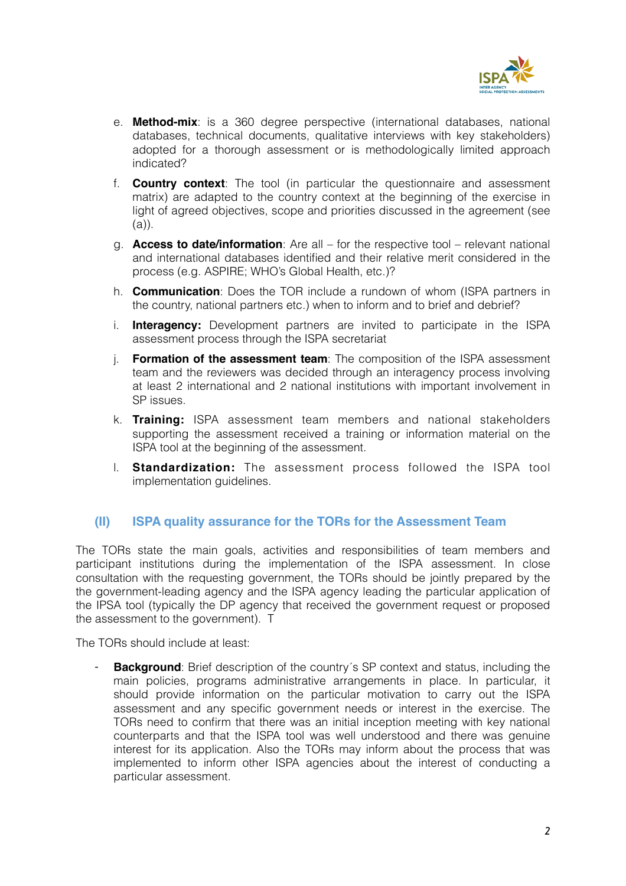e. **Method-mix**: is a 360 degree perspective (international databases, national databases, technical documents, qualitative interviews with key stakeholders) adopted for a thorough assessment or is methodologically limited approach indicated?

f. **Country context**: The tool (in particular the questionnaire and assessment matrix) are adapted to the country context at the beginning of the exercise in light of agreed objectives, scope and priorities discussed in the agreement (see (a)).

g. **Access to date/information**: Are all – for the respective tool – relevant national and international databases identified and their relative merit considered in the process (e.g. ASPIRE; WHO's Global Health, etc.)?

h. **Communication**: Does the TOR include a rundown of whom (ISPA partners in the country, national partners etc.) when to inform and to brief and debrief?

i. **Interagency:** Development partners are invited to participate in the ISPA assessment process through the ISPA secretariat

j. **Formation of the assessment team**: The composition of the ISPA assessment team and the reviewers was decided through an interagency process involving at least 2 international and 2 national institutions with important involvement in SP issues.

k. **Training:** ISPA assessment team members and national stakeholders supporting the assessment received a training or information material on the ISPA tool at the beginning of the assessment.

l. **Standardization:** The assessment process followed the ISPA tool implementation guidelines.

## (II) ISPA quality assurance for the TORs for the Assessment Team

The TORs state the main goals, activities and responsibilities of team members and participant institutions during the implementation of the ISPA assessment. In close consultation with the requesting government, the TORs should be jointly prepared by the the government-leading agency and the ISPA agency leading the particular application of the IPSA tool (typically the DP agency that received the government request or proposed the assessment to the government). T

The TORs should include at least:

- **Background**: Brief description of the country´s SP context and status, including the main policies, programs administrative arrangements in place. In particular, it should provide information on the particular motivation to carry out the ISPA assessment and any specific government needs or interest in the exercise. The TORs need to confirm that there was an initial inception meeting with key national counterparts and that the ISPA tool was well understood and there was genuine interest for its application. Also the TORs may inform about the process that was implemented to inform other ISPA agencies about the interest of conducting a particular assessment.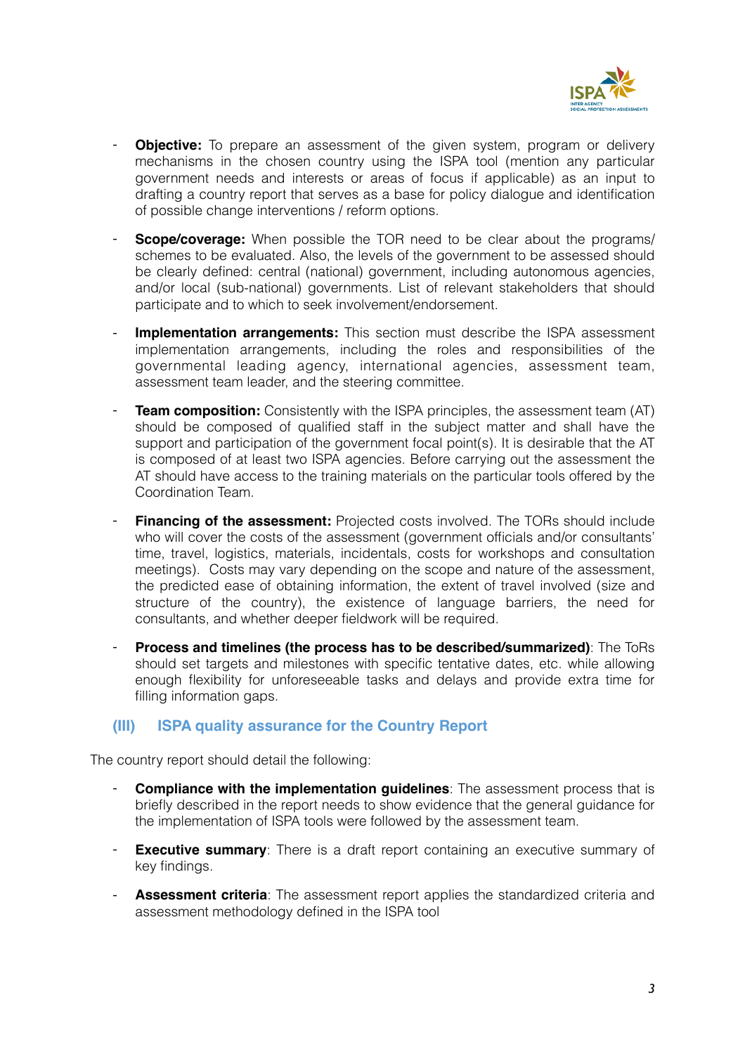- **Objective:** To prepare an assessment of the given system, program or delivery mechanisms in the chosen country using the ISPA tool (mention any particular government needs and interests or areas of focus if applicable) as an input to drafting a country report that serves as a base for policy dialogue and identification of possible change interventions / reform options.

- **Scope/coverage:** When possible the TOR need to be clear about the programs/ schemes to be evaluated. Also, the levels of the government to be assessed should be clearly defined: central (national) government, including autonomous agencies, and/or local (sub-national) governments. List of relevant stakeholders that should participate and to which to seek involvement/endorsement.

- **Implementation arrangements:** This section must describe the ISPA assessment implementation arrangements, including the roles and responsibilities of the governmental leading agency, international agencies, assessment team, assessment team leader, and the steering committee.

- **Team composition:** Consistently with the ISPA principles, the assessment team (AT) should be composed of qualified staff in the subject matter and shall have the support and participation of the government focal point(s). It is desirable that the AT is composed of at least two ISPA agencies. Before carrying out the assessment the AT should have access to the training materials on the particular tools offered by the Coordination Team.

- **Financing of the assessment:** Projected costs involved. The TORs should include who will cover the costs of the assessment (government officials and/or consultants' time, travel, logistics, materials, incidentals, costs for workshops and consultation meetings). Costs may vary depending on the scope and nature of the assessment, the predicted ease of obtaining information, the extent of travel involved (size and structure of the country), the existence of language barriers, the need for consultants, and whether deeper fieldwork will be required.

- **Process and timelines (the process has to be described/summarized)**: The ToRs should set targets and milestones with specific tentative dates, etc. while allowing enough flexibility for unforeseeable tasks and delays and provide extra time for filling information gaps.

## (III) ISPA quality assurance for the Country Report

The country report should detail the following:

- **Compliance with the implementation guidelines**: The assessment process that is briefly described in the report needs to show evidence that the general guidance for the implementation of ISPA tools were followed by the assessment team.

- **Executive summary**: There is a draft report containing an executive summary of key findings.

- **Assessment criteria**: The assessment report applies the standardized criteria and assessment methodology defined in the ISPA tool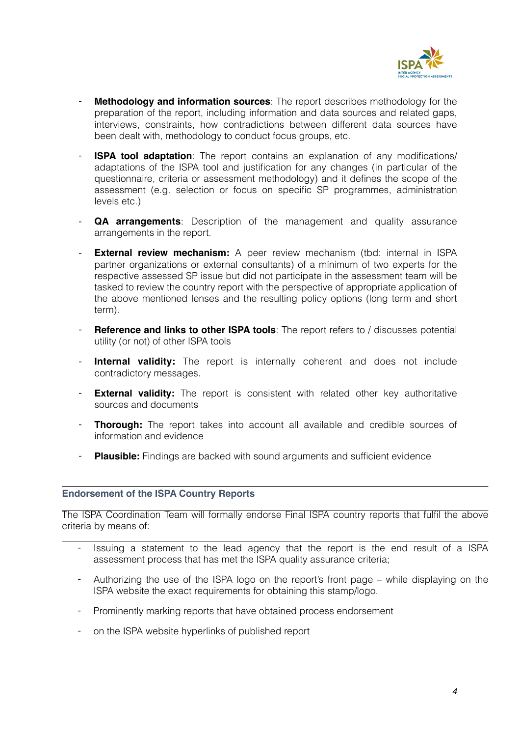- **Methodology and information sources**: The report describes methodology for the preparation of the report, including information and data sources and related gaps, interviews, constraints, how contradictions between different data sources have been dealt with, methodology to conduct focus groups, etc.

- **ISPA tool adaptation**: The report contains an explanation of any modifications/ adaptations of the ISPA tool and justification for any changes (in particular of the questionnaire, criteria or assessment methodology) and it defines the scope of the assessment (e.g. selection or focus on specific SP programmes, administration levels etc.)

- **QA arrangements**: Description of the management and quality assurance arrangements in the report.

- **External review mechanism:** A peer review mechanism (tbd: internal in ISPA partner organizations or external consultants) of a mínimum of two experts for the respective assessed SP issue but did not participate in the assessment team will be tasked to review the country report with the perspective of appropriate application of the above mentioned lenses and the resulting policy options (long term and short term).

- **Reference and links to other ISPA tools**: The report refers to / discusses potential utility (or not) of other ISPA tools

- **Internal validity:** The report is internally coherent and does not include contradictory messages.

- **External validity:** The report is consistent with related other key authoritative sources and documents

- **Thorough:** The report takes into account all available and credible sources of information and evidence

- **Plausible:** Findings are backed with sound arguments and sufficient evidence

## Endorsement of the ISPA Country Reports

The ISPA Coordination Team will formally endorse Final ISPA country reports that fulfil the above criteria by means of:

- Issuing a statement to the lead agency that the report is the end result of a ISPA assessment process that has met the ISPA quality assurance criteria;

- Authorizing the use of the ISPA logo on the report's front page – while displaying on the ISPA website the exact requirements for obtaining this stamp/logo.

- Prominently marking reports that have obtained process endorsement

- on the ISPA website hyperlinks of published report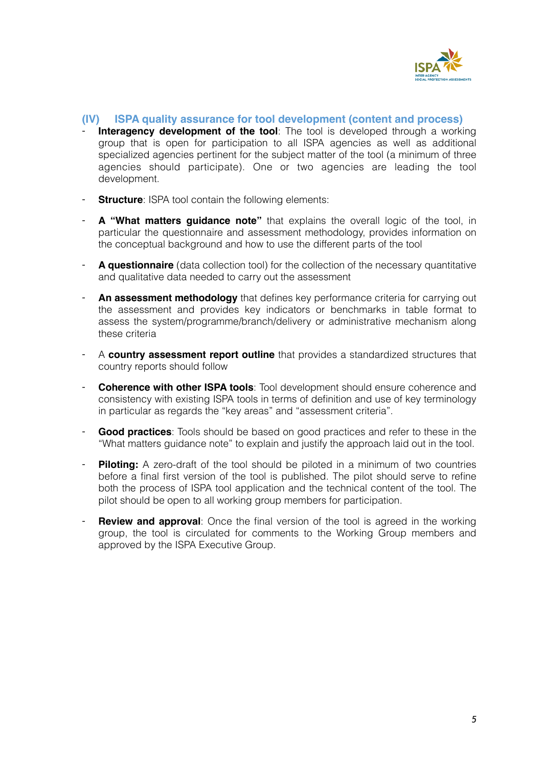## (IV) ISPA quality assurance for tool development (content and process)

- **Interagency development of the tool**: The tool is developed through a working group that is open for participation to all ISPA agencies as well as additional specialized agencies pertinent for the subject matter of the tool (a minimum of three agencies should participate). One or two agencies are leading the tool development.

- **Structure**: ISPA tool contain the following elements:

- **A "What matters guidance note"** that explains the overall logic of the tool, in particular the questionnaire and assessment methodology, provides information on the conceptual background and how to use the different parts of the tool

- **A questionnaire** (data collection tool) for the collection of the necessary quantitative and qualitative data needed to carry out the assessment

- **An assessment methodology** that defines key performance criteria for carrying out the assessment and provides key indicators or benchmarks in table format to assess the system/programme/branch/delivery or administrative mechanism along these criteria

- A **country assessment report outline** that provides a standardized structures that country reports should follow

- **Coherence with other ISPA tools**: Tool development should ensure coherence and consistency with existing ISPA tools in terms of definition and use of key terminology in particular as regards the "key areas" and "assessment criteria".

- **Good practices**: Tools should be based on good practices and refer to these in the "What matters guidance note" to explain and justify the approach laid out in the tool.

- **Piloting:** A zero-draft of the tool should be piloted in a minimum of two countries before a final first version of the tool is published. The pilot should serve to refine both the process of ISPA tool application and the technical content of the tool. The pilot should be open to all working group members for participation.

- **Review and approval**: Once the final version of the tool is agreed in the working group, the tool is circulated for comments to the Working Group members and approved by the ISPA Executive Group.